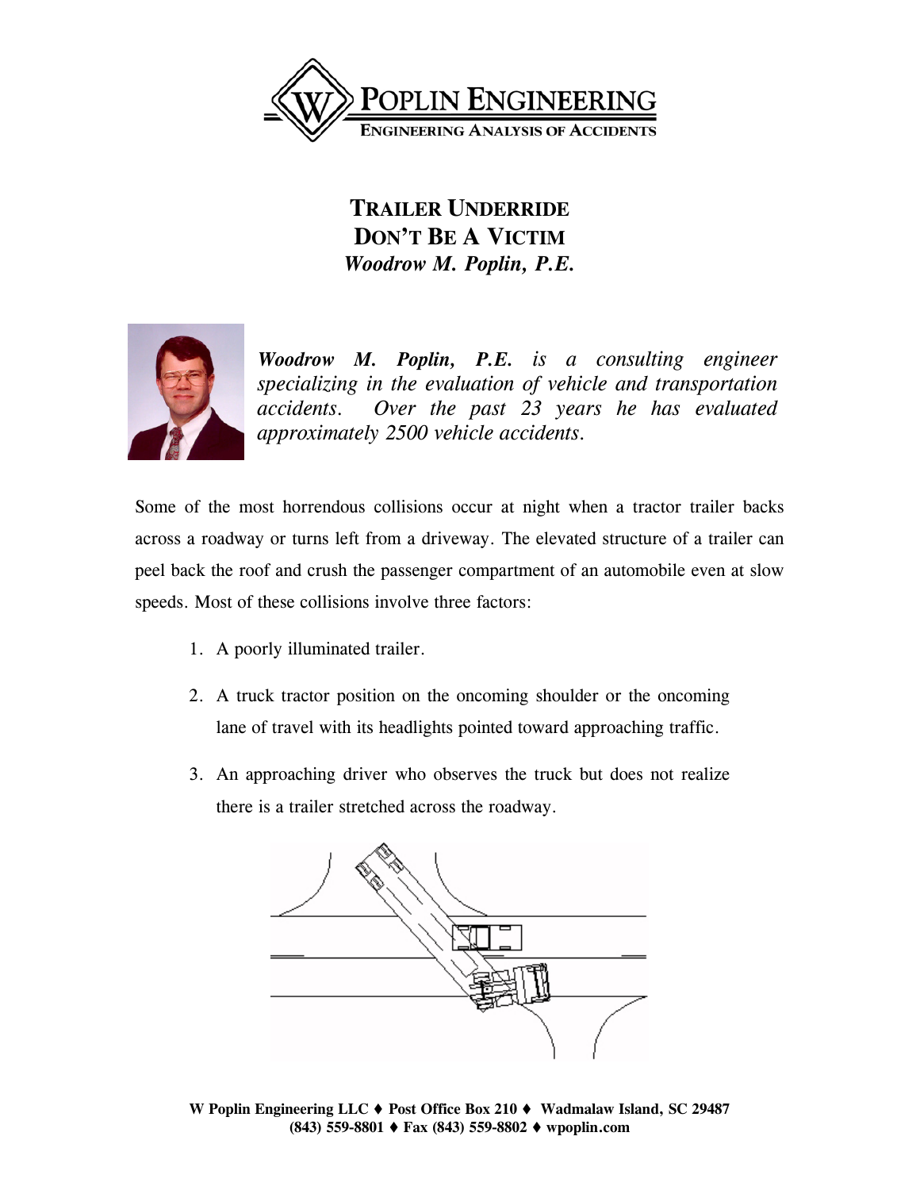# Trailer Underride
# Don't Be A Victim
## *Woodrow M. Poplin, P.E.*

***Woodrow M. Poplin, P.E.*** *is a consulting engineer specializing in the evaluation of vehicle and transportation accidents. Over the past 23 years he has evaluated approximately 2500 vehicle accidents.*

Some of the most horrendous collisions occur at night when a tractor trailer backs across a roadway or turns left from a driveway. The elevated structure of a trailer can peel back the roof and crush the passenger compartment of an automobile even at slow speeds. Most of these collisions involve three factors:

1. A poorly illuminated trailer.
2. A truck tractor position on the oncoming shoulder or the oncoming lane of travel with its headlights pointed toward approaching traffic.
3. An approaching driver who observes the truck but does not realize there is a trailer stretched across the roadway.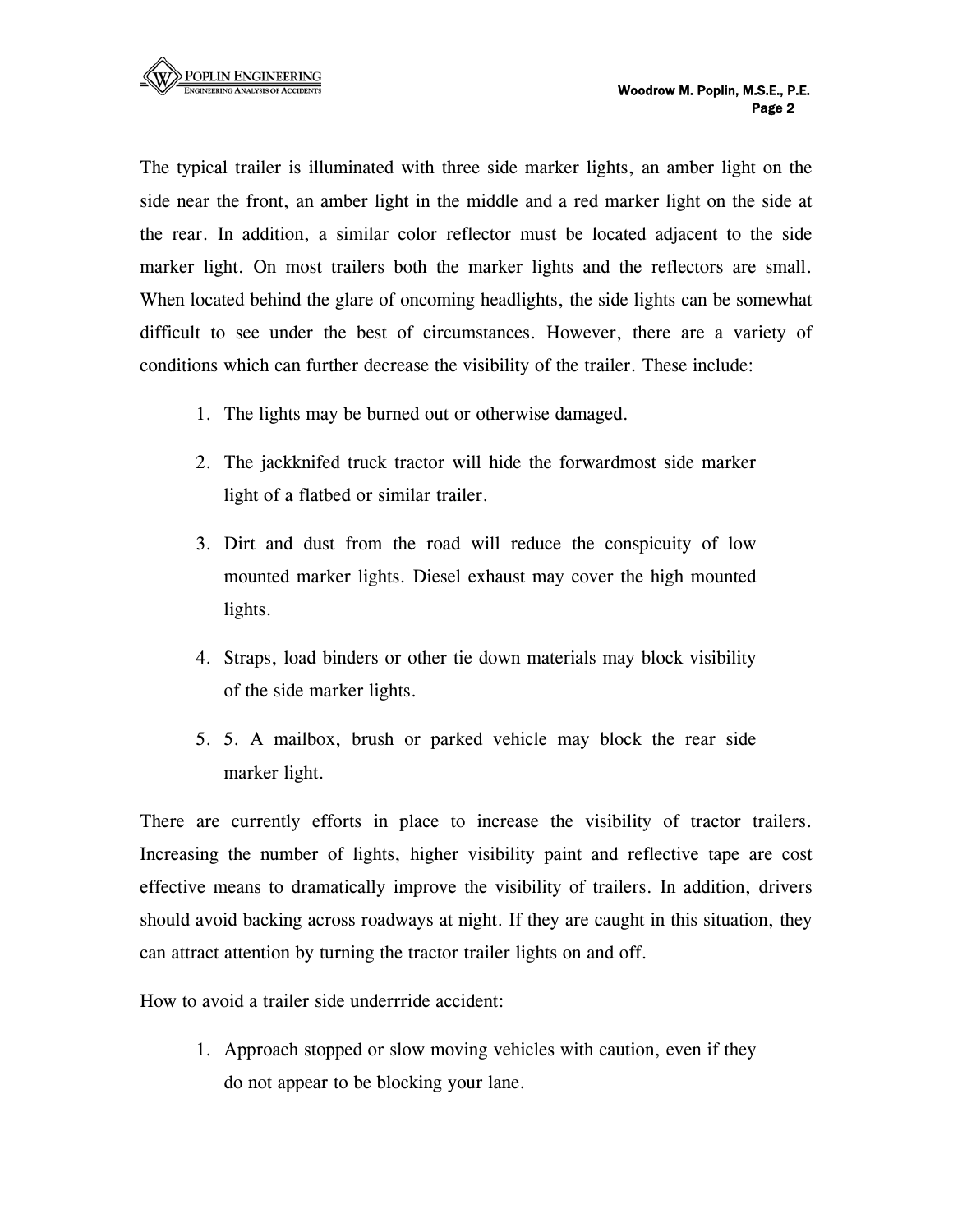The typical trailer is illuminated with three side marker lights, an amber light on the side near the front, an amber light in the middle and a red marker light on the side at the rear. In addition, a similar color reflector must be located adjacent to the side marker light. On most trailers both the marker lights and the reflectors are small. When located behind the glare of oncoming headlights, the side lights can be somewhat difficult to see under the best of circumstances. However, there are a variety of conditions which can further decrease the visibility of the trailer. These include:

1. The lights may be burned out or otherwise damaged.
2. The jackknifed truck tractor will hide the forwardmost side marker light of a flatbed or similar trailer.
3. Dirt and dust from the road will reduce the conspicuity of low mounted marker lights. Diesel exhaust may cover the high mounted lights.
4. Straps, load binders or other tie down materials may block visibility of the side marker lights.
5. 5. A mailbox, brush or parked vehicle may block the rear side marker light.

There are currently efforts in place to increase the visibility of tractor trailers. Increasing the number of lights, higher visibility paint and reflective tape are cost effective means to dramatically improve the visibility of trailers. In addition, drivers should avoid backing across roadways at night. If they are caught in this situation, they can attract attention by turning the tractor trailer lights on and off.

How to avoid a trailer side underrride accident:

1. Approach stopped or slow moving vehicles with caution, even if they do not appear to be blocking your lane.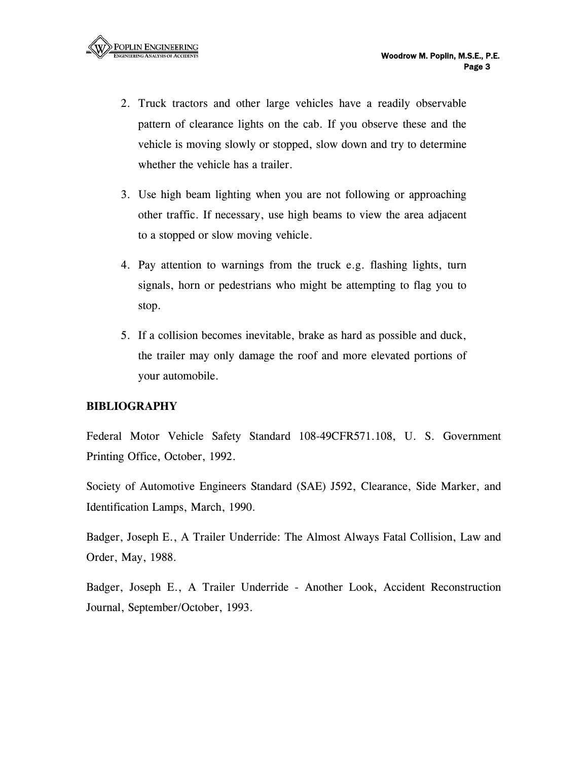2. Truck tractors and other large vehicles have a readily observable pattern of clearance lights on the cab. If you observe these and the vehicle is moving slowly or stopped, slow down and try to determine whether the vehicle has a trailer.

3. Use high beam lighting when you are not following or approaching other traffic. If necessary, use high beams to view the area adjacent to a stopped or slow moving vehicle.

4. Pay attention to warnings from the truck e.g. flashing lights, turn signals, horn or pedestrians who might be attempting to flag you to stop.

5. If a collision becomes inevitable, brake as hard as possible and duck, the trailer may only damage the roof and more elevated portions of your automobile.

**BIBLIOGRAPHY**

Federal Motor Vehicle Safety Standard 108-49CFR571.108, U. S. Government Printing Office, October, 1992.

Society of Automotive Engineers Standard (SAE) J592, Clearance, Side Marker, and Identification Lamps, March, 1990.

Badger, Joseph E., A Trailer Underride: The Almost Always Fatal Collision, Law and Order, May, 1988.

Badger, Joseph E., A Trailer Underride - Another Look, Accident Reconstruction Journal, September/October, 1993.